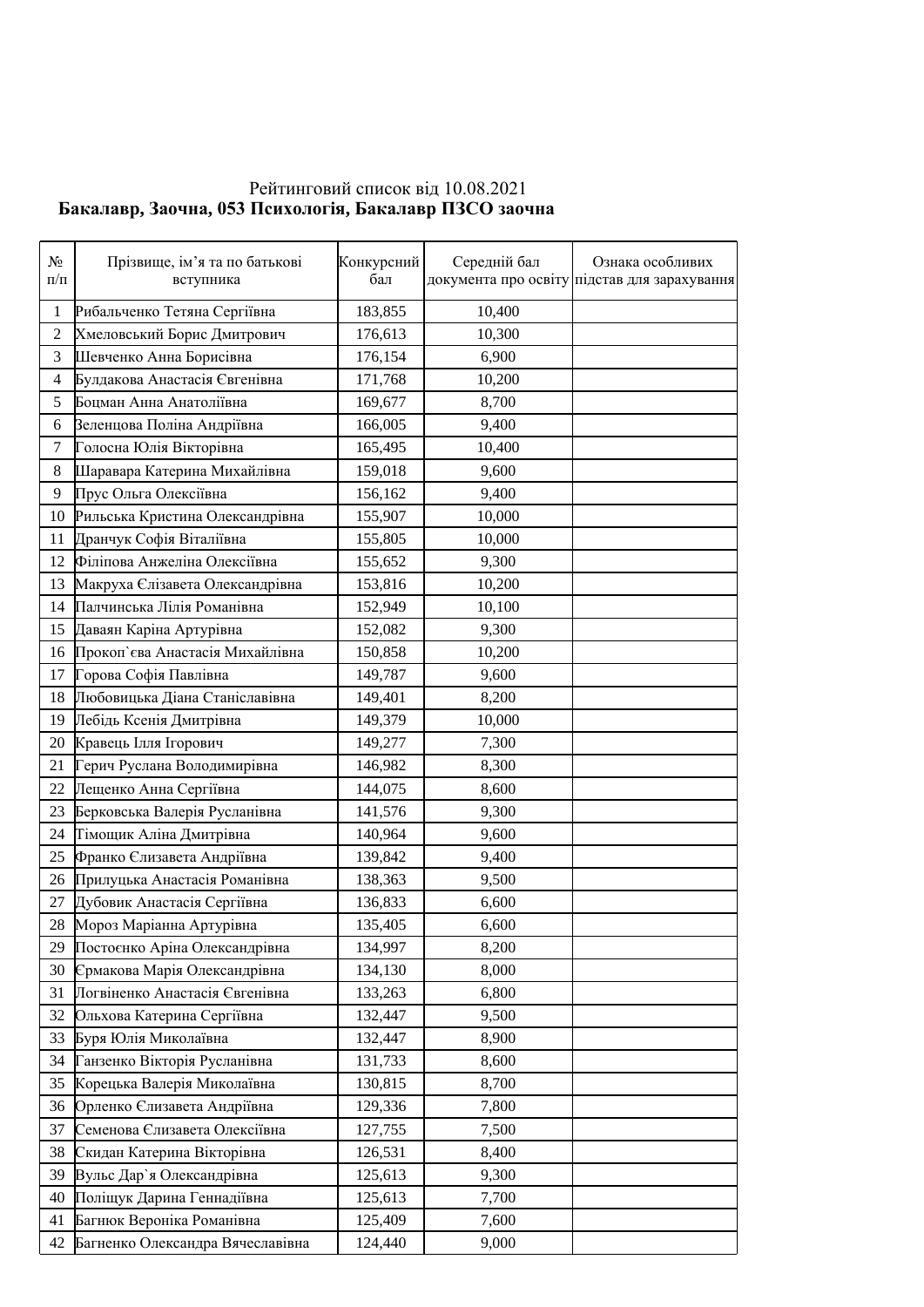Рейтинговий список від 10.08.2021

**Бакалавр, Заочна, 053 Психологія, Бакалавр ПЗСО заочна**

| № п/п | Прізвище, ім'я та по батькові вступника | Конкурсний бал | Середній бал документа про освіту | Ознака особливих підстав для зарахування |
|---|---|---|---|---|
| 1 | Рибальченко Тетяна Сергіївна | 183,855 | 10,400 | |
| 2 | Хмеловський Борис Дмитрович | 176,613 | 10,300 | |
| 3 | Шевченко Анна Борисівна | 176,154 | 6,900 | |
| 4 | Булдакова Анастасія Євгенівна | 171,768 | 10,200 | |
| 5 | Боцман Анна Анатоліївна | 169,677 | 8,700 | |
| 6 | Зеленцова Поліна Андріївна | 166,005 | 9,400 | |
| 7 | Голосна Юлія Вікторівна | 165,495 | 10,400 | |
| 8 | Шаравара Катерина Михайлівна | 159,018 | 9,600 | |
| 9 | Прус Ольга Олексіївна | 156,162 | 9,400 | |
| 10 | Рильська Кристина Олександрівна | 155,907 | 10,000 | |
| 11 | Дранчук Софія Віталіївна | 155,805 | 10,000 | |
| 12 | Філіпова Анжеліна Олексіївна | 155,652 | 9,300 | |
| 13 | Макруха Єлізавета Олександрівна | 153,816 | 10,200 | |
| 14 | Палчинська Лілія Романівна | 152,949 | 10,100 | |
| 15 | Даваян Каріна Артурівна | 152,082 | 9,300 | |
| 16 | Прокоп`єва Анастасія Михайлівна | 150,858 | 10,200 | |
| 17 | Горова Софія Павлівна | 149,787 | 9,600 | |
| 18 | Любовицька Діана Станіславівна | 149,401 | 8,200 | |
| 19 | Лебідь Ксенія Дмитрівна | 149,379 | 10,000 | |
| 20 | Кравець Ілля Ігорович | 149,277 | 7,300 | |
| 21 | Герич Руслана Володимирівна | 146,982 | 8,300 | |
| 22 | Лещенко Анна Сергіївна | 144,075 | 8,600 | |
| 23 | Берковська Валерія Русланівна | 141,576 | 9,300 | |
| 24 | Тімощик Аліна Дмитрівна | 140,964 | 9,600 | |
| 25 | Франко Єлизавета Андріївна | 139,842 | 9,400 | |
| 26 | Прилуцька Анастасія Романівна | 138,363 | 9,500 | |
| 27 | Дубовик Анастасія Сергіївна | 136,833 | 6,600 | |
| 28 | Мороз Маріанна Артурівна | 135,405 | 6,600 | |
| 29 | Постоєнко Аріна Олександрівна | 134,997 | 8,200 | |
| 30 | Єрмакова Марія Олександрівна | 134,130 | 8,000 | |
| 31 | Логвіненко Анастасія Євгенівна | 133,263 | 6,800 | |
| 32 | Ольхова Катерина Сергіївна | 132,447 | 9,500 | |
| 33 | Буря Юлія Миколаївна | 132,447 | 8,900 | |
| 34 | Ганзенко Вікторія Русланівна | 131,733 | 8,600 | |
| 35 | Корецька Валерія Миколаївна | 130,815 | 8,700 | |
| 36 | Орленко Єлизавета Андріївна | 129,336 | 7,800 | |
| 37 | Семенова Єлизавета Олексіївна | 127,755 | 7,500 | |
| 38 | Скидан Катерина Вікторівна | 126,531 | 8,400 | |
| 39 | Вульс Дар`я Олександрівна | 125,613 | 9,300 | |
| 40 | Поліщук Дарина Геннадіївна | 125,613 | 7,700 | |
| 41 | Багнюк Вероніка Романівна | 125,409 | 7,600 | |
| 42 | Багненко Олександра Вячеславівна | 124,440 | 9,000 | |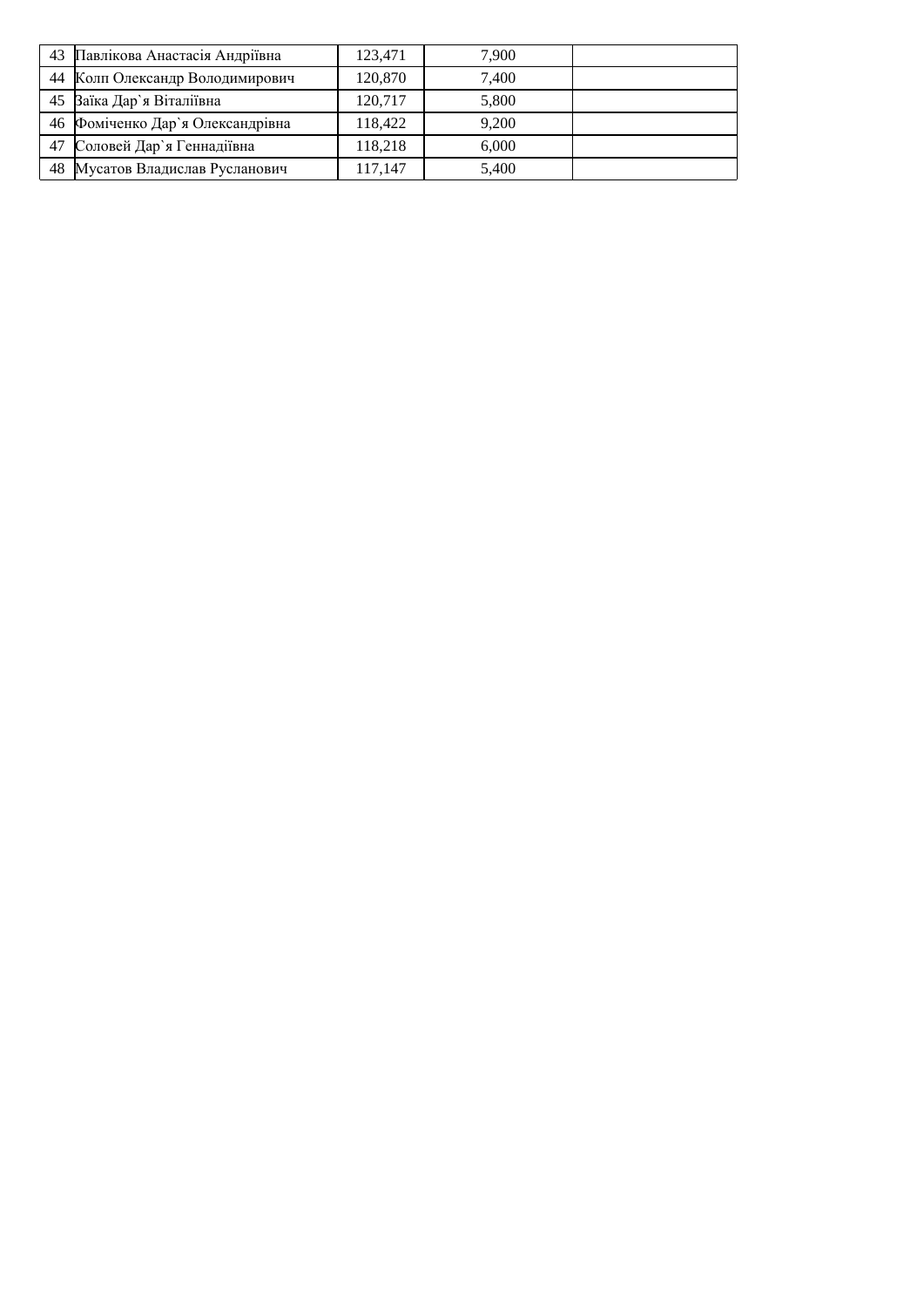| | | | | |
|---|---|---|---|---|
| 43 | Павлікова Анастасія Андріївна | 123,471 | 7,900 | |
| 44 | Колп Олександр Володимирович | 120,870 | 7,400 | |
| 45 | Заїка Дар`я Віталіївна | 120,717 | 5,800 | |
| 46 | Фоміченко Дар`я Олександрівна | 118,422 | 9,200 | |
| 47 | Соловей Дар`я Геннадіївна | 118,218 | 6,000 | |
| 48 | Мусатов Владислав Русланович | 117,147 | 5,400 | |